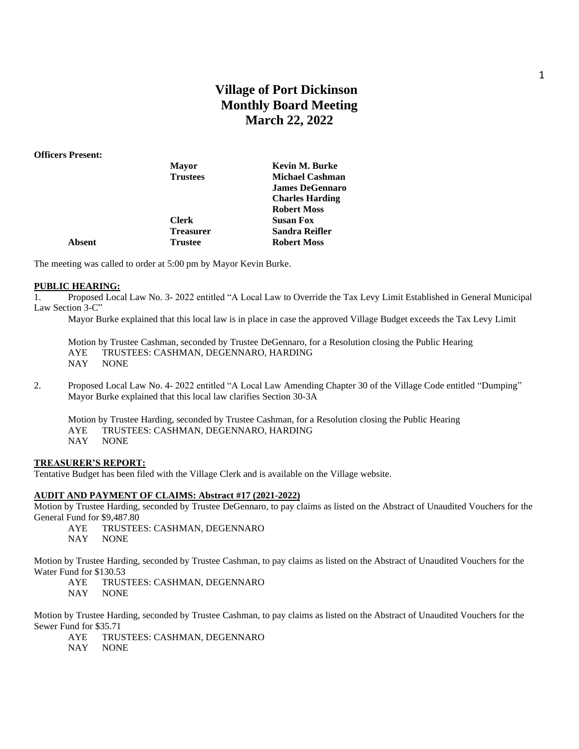# Village of Port Dickinson
## Monthly Board Meeting
## March 22, 2022

**Officers Present:**

| | | |
|---|---|---|
| | **Mayor** | **Kevin M. Burke** |
| | **Trustees** | **Michael Cashman** |
| | | **James DeGennaro** |
| | | **Charles Harding** |
| | | **Robert Moss** |
| | **Clerk** | **Susan Fox** |
| | **Treasurer** | **Sandra Reifler** |
| **Absent** | **Trustee** | **Robert Moss** |

The meeting was called to order at 5:00 pm by Mayor Kevin Burke.

**PUBLIC HEARING:**

1. Proposed Local Law No. 3- 2022 entitled "A Local Law to Override the Tax Levy Limit Established in General Municipal Law Section 3-C"

   Mayor Burke explained that this local law is in place in case the approved Village Budget exceeds the Tax Levy Limit

   Motion by Trustee Cashman, seconded by Trustee DeGennaro, for a Resolution closing the Public Hearing
   AYE TRUSTEES: CASHMAN, DEGENNARO, HARDING
   NAY NONE

2. Proposed Local Law No. 4- 2022 entitled "A Local Law Amending Chapter 30 of the Village Code entitled "Dumping"
   Mayor Burke explained that this local law clarifies Section 30-3A

   Motion by Trustee Harding, seconded by Trustee Cashman, for a Resolution closing the Public Hearing
   AYE TRUSTEES: CASHMAN, DEGENNARO, HARDING
   NAY NONE

**TREASURER'S REPORT:**

Tentative Budget has been filed with the Village Clerk and is available on the Village website.

**AUDIT AND PAYMENT OF CLAIMS: Abstract #17 (2021-2022)**

Motion by Trustee Harding, seconded by Trustee DeGennaro, to pay claims as listed on the Abstract of Unaudited Vouchers for the General Fund for $9,487.80
AYE TRUSTEES: CASHMAN, DEGENNARO
NAY NONE

Motion by Trustee Harding, seconded by Trustee Cashman, to pay claims as listed on the Abstract of Unaudited Vouchers for the Water Fund for $130.53
AYE TRUSTEES: CASHMAN, DEGENNARO
NAY NONE

Motion by Trustee Harding, seconded by Trustee Cashman, to pay claims as listed on the Abstract of Unaudited Vouchers for the Sewer Fund for $35.71
AYE TRUSTEES: CASHMAN, DEGENNARO
NAY NONE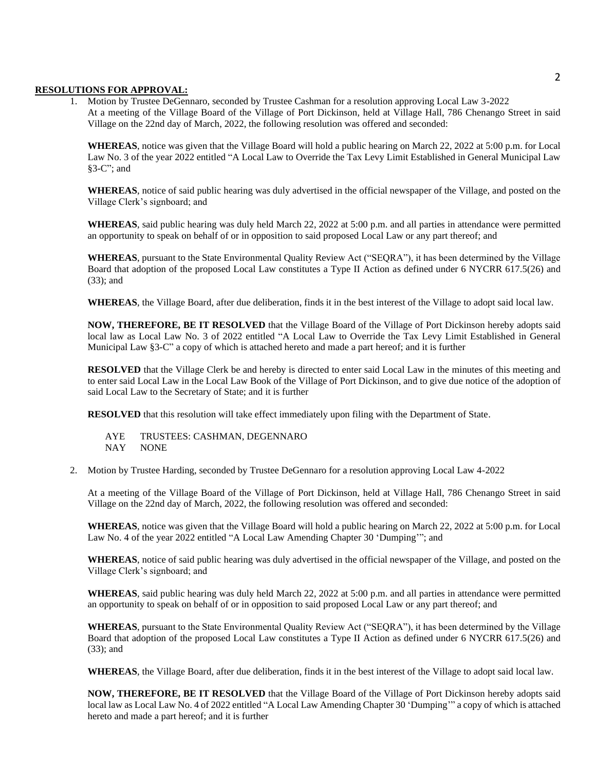**RESOLUTIONS FOR APPROVAL:**

1. Motion by Trustee DeGennaro, seconded by Trustee Cashman for a resolution approving Local Law 3-2022
   At a meeting of the Village Board of the Village of Port Dickinson, held at Village Hall, 786 Chenango Street in said Village on the 22nd day of March, 2022, the following resolution was offered and seconded:

   **WHEREAS**, notice was given that the Village Board will hold a public hearing on March 22, 2022 at 5:00 p.m. for Local Law No. 3 of the year 2022 entitled "A Local Law to Override the Tax Levy Limit Established in General Municipal Law §3-C"; and

   **WHEREAS**, notice of said public hearing was duly advertised in the official newspaper of the Village, and posted on the Village Clerk's signboard; and

   **WHEREAS**, said public hearing was duly held March 22, 2022 at 5:00 p.m. and all parties in attendance were permitted an opportunity to speak on behalf of or in opposition to said proposed Local Law or any part thereof; and

   **WHEREAS**, pursuant to the State Environmental Quality Review Act ("SEQRA"), it has been determined by the Village Board that adoption of the proposed Local Law constitutes a Type II Action as defined under 6 NYCRR 617.5(26) and (33); and

   **WHEREAS**, the Village Board, after due deliberation, finds it in the best interest of the Village to adopt said local law.

   **NOW, THEREFORE, BE IT RESOLVED** that the Village Board of the Village of Port Dickinson hereby adopts said local law as Local Law No. 3 of 2022 entitled "A Local Law to Override the Tax Levy Limit Established in General Municipal Law §3-C" a copy of which is attached hereto and made a part hereof; and it is further

   **RESOLVED** that the Village Clerk be and hereby is directed to enter said Local Law in the minutes of this meeting and to enter said Local Law in the Local Law Book of the Village of Port Dickinson, and to give due notice of the adoption of said Local Law to the Secretary of State; and it is further

   **RESOLVED** that this resolution will take effect immediately upon filing with the Department of State.

   AYE TRUSTEES: CASHMAN, DEGENNARO
   NAY NONE

2. Motion by Trustee Harding, seconded by Trustee DeGennaro for a resolution approving Local Law 4-2022

   At a meeting of the Village Board of the Village of Port Dickinson, held at Village Hall, 786 Chenango Street in said Village on the 22nd day of March, 2022, the following resolution was offered and seconded:

   **WHEREAS**, notice was given that the Village Board will hold a public hearing on March 22, 2022 at 5:00 p.m. for Local Law No. 4 of the year 2022 entitled "A Local Law Amending Chapter 30 'Dumping'"; and

   **WHEREAS**, notice of said public hearing was duly advertised in the official newspaper of the Village, and posted on the Village Clerk's signboard; and

   **WHEREAS**, said public hearing was duly held March 22, 2022 at 5:00 p.m. and all parties in attendance were permitted an opportunity to speak on behalf of or in opposition to said proposed Local Law or any part thereof; and

   **WHEREAS**, pursuant to the State Environmental Quality Review Act ("SEQRA"), it has been determined by the Village Board that adoption of the proposed Local Law constitutes a Type II Action as defined under 6 NYCRR 617.5(26) and (33); and

   **WHEREAS**, the Village Board, after due deliberation, finds it in the best interest of the Village to adopt said local law.

   **NOW, THEREFORE, BE IT RESOLVED** that the Village Board of the Village of Port Dickinson hereby adopts said local law as Local Law No. 4 of 2022 entitled "A Local Law Amending Chapter 30 'Dumping'" a copy of which is attached hereto and made a part hereof; and it is further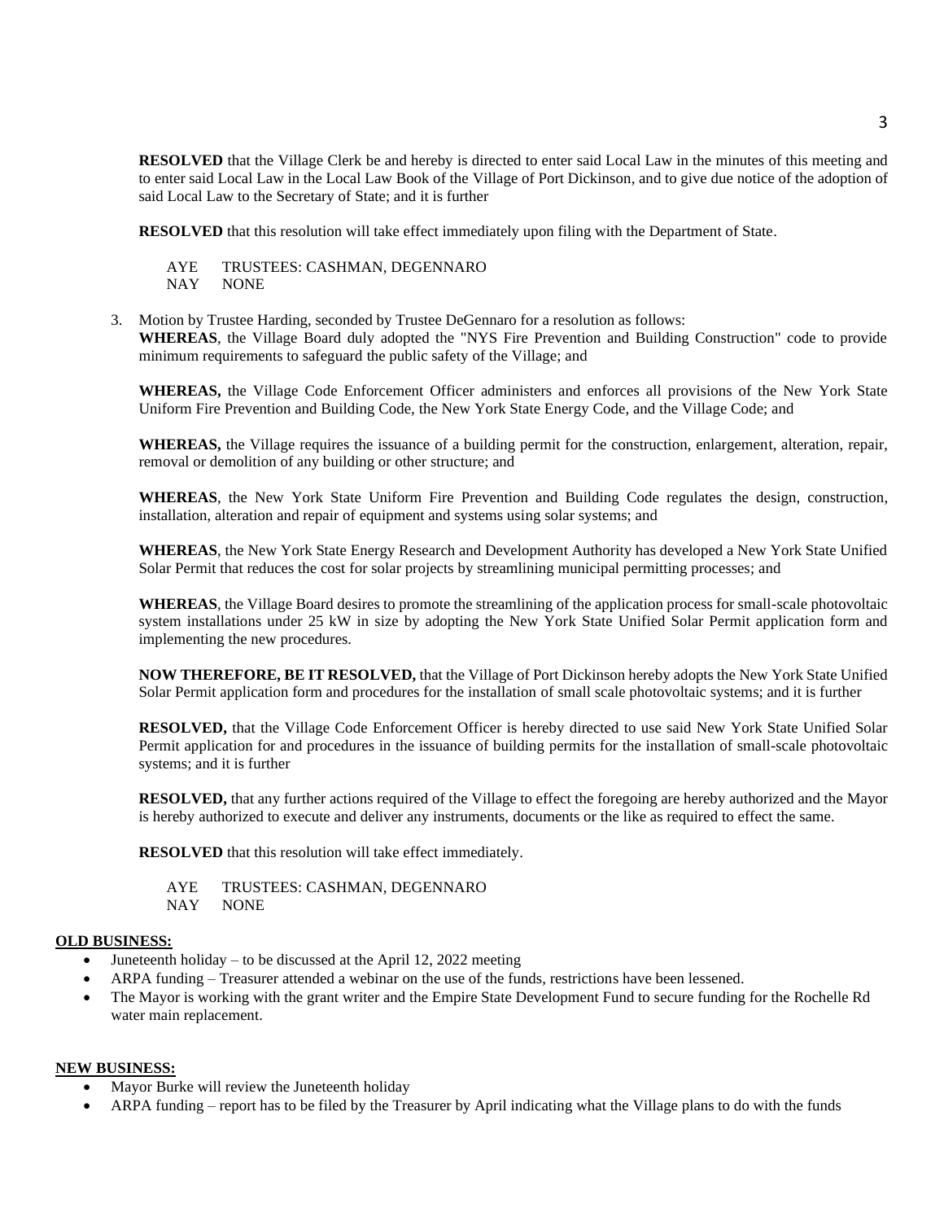**RESOLVED** that the Village Clerk be and hereby is directed to enter said Local Law in the minutes of this meeting and to enter said Local Law in the Local Law Book of the Village of Port Dickinson, and to give due notice of the adoption of said Local Law to the Secretary of State; and it is further

**RESOLVED** that this resolution will take effect immediately upon filing with the Department of State.

AYE TRUSTEES: CASHMAN, DEGENNARO
NAY NONE

3. Motion by Trustee Harding, seconded by Trustee DeGennaro for a resolution as follows:
**WHEREAS**, the Village Board duly adopted the "NYS Fire Prevention and Building Construction" code to provide minimum requirements to safeguard the public safety of the Village; and

**WHEREAS,** the Village Code Enforcement Officer administers and enforces all provisions of the New York State Uniform Fire Prevention and Building Code, the New York State Energy Code, and the Village Code; and

**WHEREAS,** the Village requires the issuance of a building permit for the construction, enlargement, alteration, repair, removal or demolition of any building or other structure; and

**WHEREAS**, the New York State Uniform Fire Prevention and Building Code regulates the design, construction, installation, alteration and repair of equipment and systems using solar systems; and

**WHEREAS**, the New York State Energy Research and Development Authority has developed a New York State Unified Solar Permit that reduces the cost for solar projects by streamlining municipal permitting processes; and

**WHEREAS**, the Village Board desires to promote the streamlining of the application process for small-scale photovoltaic system installations under 25 kW in size by adopting the New York State Unified Solar Permit application form and implementing the new procedures.

**NOW THEREFORE, BE IT RESOLVED,** that the Village of Port Dickinson hereby adopts the New York State Unified Solar Permit application form and procedures for the installation of small scale photovoltaic systems; and it is further

**RESOLVED,** that the Village Code Enforcement Officer is hereby directed to use said New York State Unified Solar Permit application for and procedures in the issuance of building permits for the installation of small-scale photovoltaic systems; and it is further

**RESOLVED,** that any further actions required of the Village to effect the foregoing are hereby authorized and the Mayor is hereby authorized to execute and deliver any instruments, documents or the like as required to effect the same.

**RESOLVED** that this resolution will take effect immediately.

AYE TRUSTEES: CASHMAN, DEGENNARO
NAY NONE

**OLD BUSINESS:**

- Juneteenth holiday – to be discussed at the April 12, 2022 meeting
- ARPA funding – Treasurer attended a webinar on the use of the funds, restrictions have been lessened.
- The Mayor is working with the grant writer and the Empire State Development Fund to secure funding for the Rochelle Rd water main replacement.

**NEW BUSINESS:**

- Mayor Burke will review the Juneteenth holiday
- ARPA funding – report has to be filed by the Treasurer by April indicating what the Village plans to do with the funds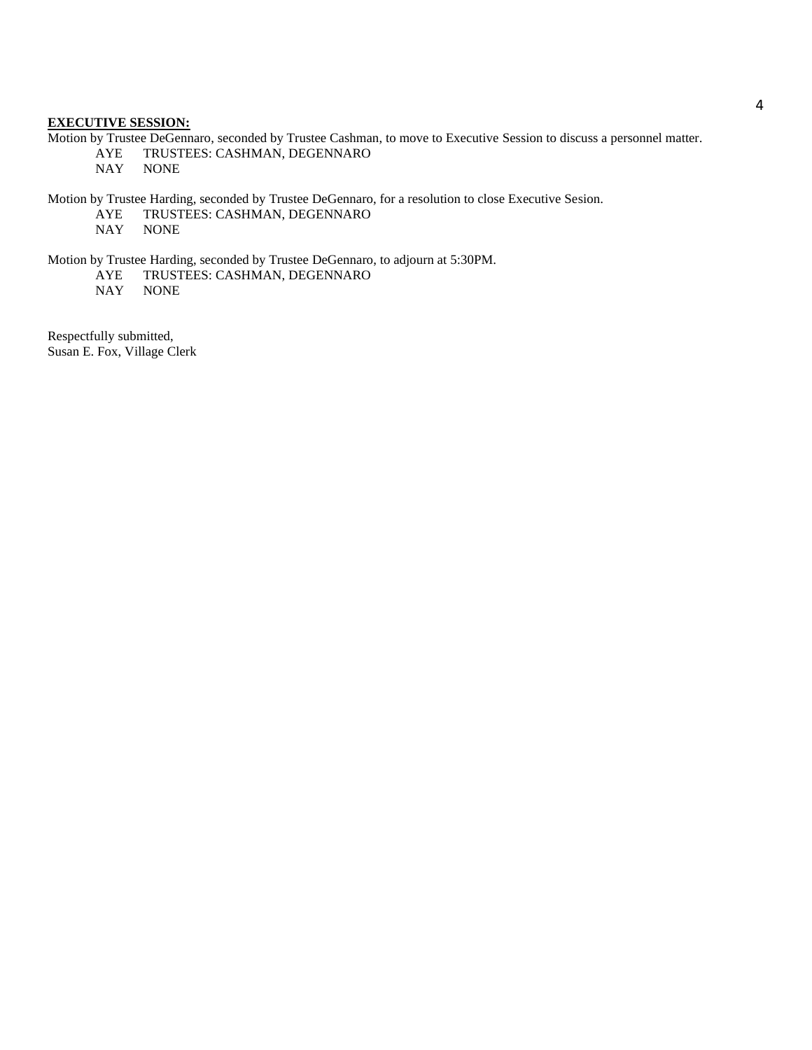**EXECUTIVE SESSION:**

Motion by Trustee DeGennaro, seconded by Trustee Cashman, to move to Executive Session to discuss a personnel matter.

AYE TRUSTEES: CASHMAN, DEGENNARO
NAY NONE

Motion by Trustee Harding, seconded by Trustee DeGennaro, for a resolution to close Executive Sesion.

AYE TRUSTEES: CASHMAN, DEGENNARO
NAY NONE

Motion by Trustee Harding, seconded by Trustee DeGennaro, to adjourn at 5:30PM.

AYE TRUSTEES: CASHMAN, DEGENNARO
NAY NONE

Respectfully submitted,
Susan E. Fox, Village Clerk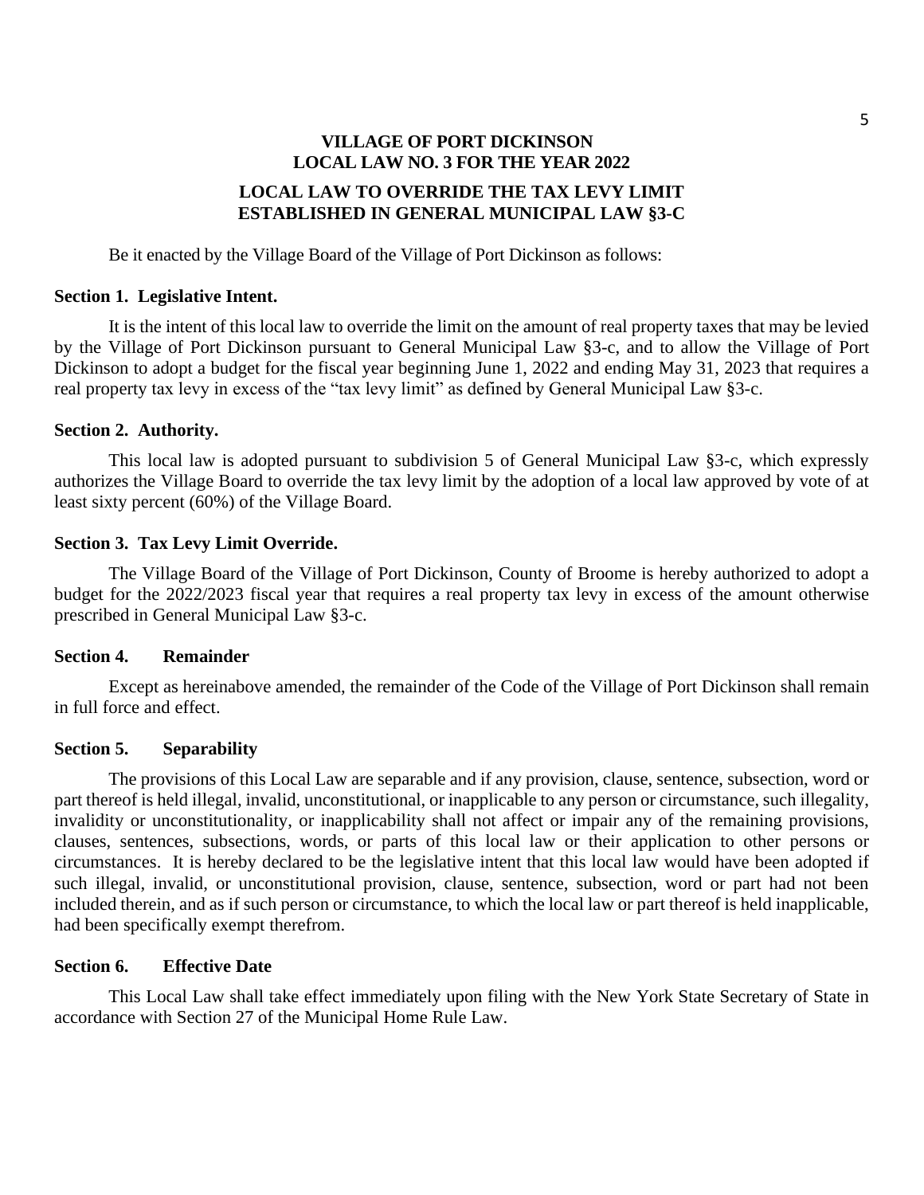# VILLAGE OF PORT DICKINSON
# LOCAL LAW NO. 3 FOR THE YEAR 2022

## LOCAL LAW TO OVERRIDE THE TAX LEVY LIMIT ESTABLISHED IN GENERAL MUNICIPAL LAW §3-C

Be it enacted by the Village Board of the Village of Port Dickinson as follows:

**Section 1. Legislative Intent.**

It is the intent of this local law to override the limit on the amount of real property taxes that may be levied by the Village of Port Dickinson pursuant to General Municipal Law §3-c, and to allow the Village of Port Dickinson to adopt a budget for the fiscal year beginning June 1, 2022 and ending May 31, 2023 that requires a real property tax levy in excess of the "tax levy limit" as defined by General Municipal Law §3-c.

**Section 2. Authority.**

This local law is adopted pursuant to subdivision 5 of General Municipal Law §3-c, which expressly authorizes the Village Board to override the tax levy limit by the adoption of a local law approved by vote of at least sixty percent (60%) of the Village Board.

**Section 3. Tax Levy Limit Override.**

The Village Board of the Village of Port Dickinson, County of Broome is hereby authorized to adopt a budget for the 2022/2023 fiscal year that requires a real property tax levy in excess of the amount otherwise prescribed in General Municipal Law §3-c.

**Section 4. Remainder**

Except as hereinabove amended, the remainder of the Code of the Village of Port Dickinson shall remain in full force and effect.

**Section 5. Separability**

The provisions of this Local Law are separable and if any provision, clause, sentence, subsection, word or part thereof is held illegal, invalid, unconstitutional, or inapplicable to any person or circumstance, such illegality, invalidity or unconstitutionality, or inapplicability shall not affect or impair any of the remaining provisions, clauses, sentences, subsections, words, or parts of this local law or their application to other persons or circumstances. It is hereby declared to be the legislative intent that this local law would have been adopted if such illegal, invalid, or unconstitutional provision, clause, sentence, subsection, word or part had not been included therein, and as if such person or circumstance, to which the local law or part thereof is held inapplicable, had been specifically exempt therefrom.

**Section 6. Effective Date**

This Local Law shall take effect immediately upon filing with the New York State Secretary of State in accordance with Section 27 of the Municipal Home Rule Law.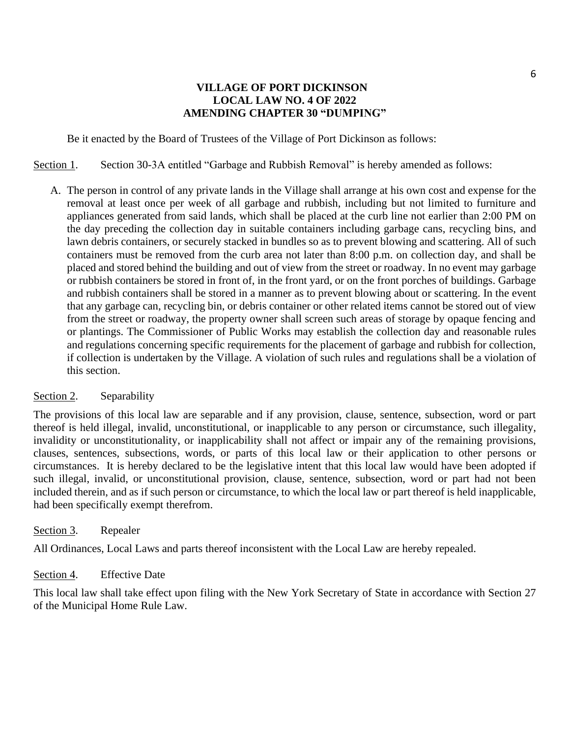**VILLAGE OF PORT DICKINSON**
**LOCAL LAW NO. 4 OF 2022**
**AMENDING CHAPTER 30 "DUMPING"**

Be it enacted by the Board of Trustees of the Village of Port Dickinson as follows:

Section 1. Section 30-3A entitled "Garbage and Rubbish Removal" is hereby amended as follows:

A. The person in control of any private lands in the Village shall arrange at his own cost and expense for the removal at least once per week of all garbage and rubbish, including but not limited to furniture and appliances generated from said lands, which shall be placed at the curb line not earlier than 2:00 PM on the day preceding the collection day in suitable containers including garbage cans, recycling bins, and lawn debris containers, or securely stacked in bundles so as to prevent blowing and scattering. All of such containers must be removed from the curb area not later than 8:00 p.m. on collection day, and shall be placed and stored behind the building and out of view from the street or roadway. In no event may garbage or rubbish containers be stored in front of, in the front yard, or on the front porches of buildings. Garbage and rubbish containers shall be stored in a manner as to prevent blowing about or scattering. In the event that any garbage can, recycling bin, or debris container or other related items cannot be stored out of view from the street or roadway, the property owner shall screen such areas of storage by opaque fencing and or plantings. The Commissioner of Public Works may establish the collection day and reasonable rules and regulations concerning specific requirements for the placement of garbage and rubbish for collection, if collection is undertaken by the Village. A violation of such rules and regulations shall be a violation of this section.

Section 2. Separability

The provisions of this local law are separable and if any provision, clause, sentence, subsection, word or part thereof is held illegal, invalid, unconstitutional, or inapplicable to any person or circumstance, such illegality, invalidity or unconstitutionality, or inapplicability shall not affect or impair any of the remaining provisions, clauses, sentences, subsections, words, or parts of this local law or their application to other persons or circumstances. It is hereby declared to be the legislative intent that this local law would have been adopted if such illegal, invalid, or unconstitutional provision, clause, sentence, subsection, word or part had not been included therein, and as if such person or circumstance, to which the local law or part thereof is held inapplicable, had been specifically exempt therefrom.

Section 3. Repealer

All Ordinances, Local Laws and parts thereof inconsistent with the Local Law are hereby repealed.

Section 4. Effective Date

This local law shall take effect upon filing with the New York Secretary of State in accordance with Section 27 of the Municipal Home Rule Law.